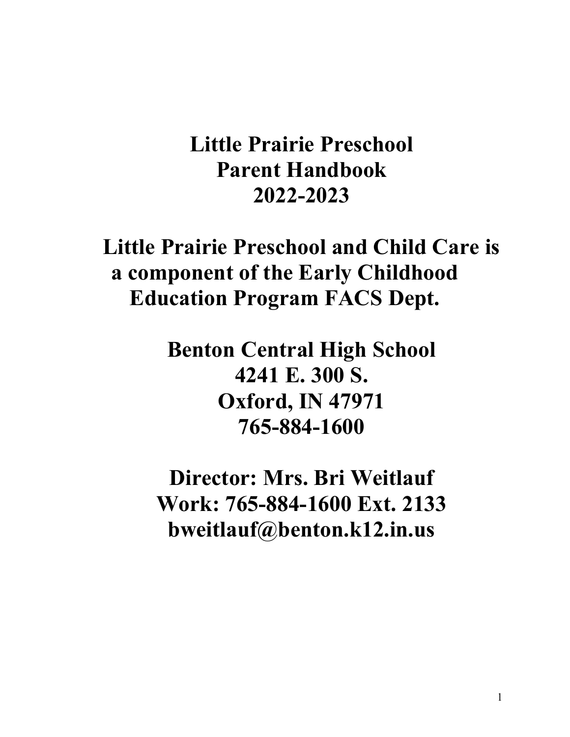# Little Prairie Preschool
# Parent Handbook
# 2022-2023

**Little Prairie Preschool and Child Care is a component of the Early Childhood Education Program FACS Dept.**

**Benton Central High School**
**4241 E. 300 S.**
**Oxford, IN 47971**
**765-884-1600**

**Director: Mrs. Bri Weitlauf**
**Work: 765-884-1600 Ext. 2133**
**bweitlauf@benton.k12.in.us**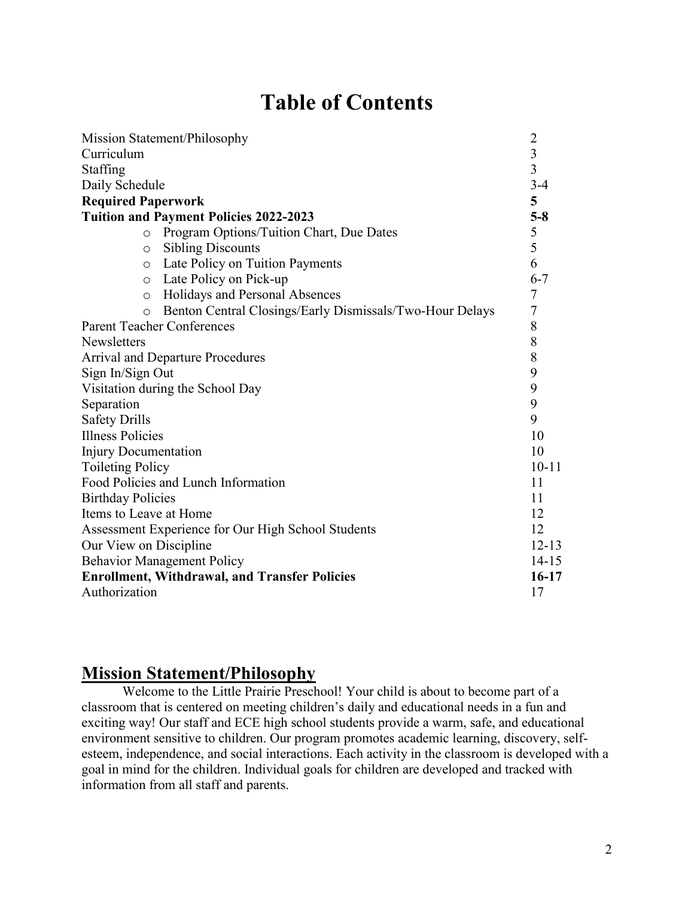# Table of Contents

| | |
|---|---|
| Mission Statement/Philosophy | 2 |
| Curriculum | 3 |
| Staffing | 3 |
| Daily Schedule | 3-4 |
| **Required Paperwork** | **5** |
| **Tuition and Payment Policies 2022-2023** | **5-8** |
| ○ Program Options/Tuition Chart, Due Dates | 5 |
| ○ Sibling Discounts | 5 |
| ○ Late Policy on Tuition Payments | 6 |
| ○ Late Policy on Pick-up | 6-7 |
| ○ Holidays and Personal Absences | 7 |
| ○ Benton Central Closings/Early Dismissals/Two-Hour Delays | 7 |
| Parent Teacher Conferences | 8 |
| Newsletters | 8 |
| Arrival and Departure Procedures | 8 |
| Sign In/Sign Out | 9 |
| Visitation during the School Day | 9 |
| Separation | 9 |
| Safety Drills | 9 |
| Illness Policies | 10 |
| Injury Documentation | 10 |
| Toileting Policy | 10-11 |
| Food Policies and Lunch Information | 11 |
| Birthday Policies | 11 |
| Items to Leave at Home | 12 |
| Assessment Experience for Our High School Students | 12 |
| Our View on Discipline | 12-13 |
| Behavior Management Policy | 14-15 |
| **Enrollment, Withdrawal, and Transfer Policies** | **16-17** |
| Authorization | 17 |

## Mission Statement/Philosophy

Welcome to the Little Prairie Preschool! Your child is about to become part of a classroom that is centered on meeting children's daily and educational needs in a fun and exciting way! Our staff and ECE high school students provide a warm, safe, and educational environment sensitive to children. Our program promotes academic learning, discovery, self-esteem, independence, and social interactions. Each activity in the classroom is developed with a goal in mind for the children. Individual goals for children are developed and tracked with information from all staff and parents.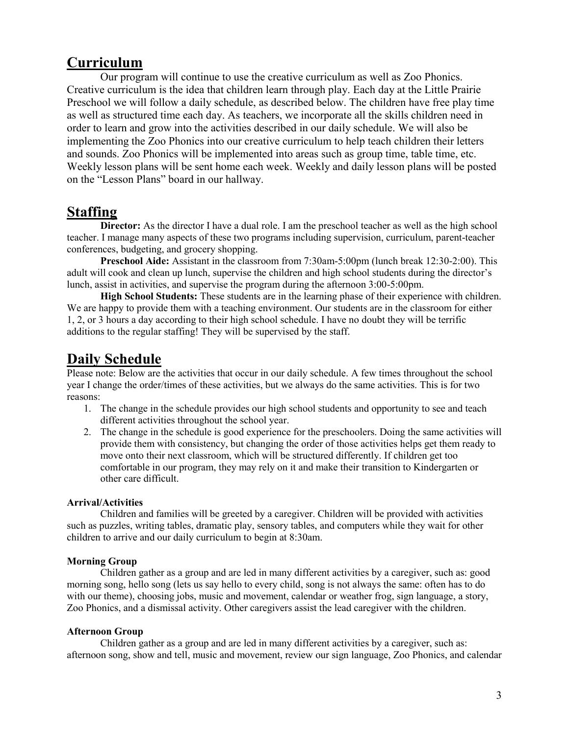## Curriculum

Our program will continue to use the creative curriculum as well as Zoo Phonics. Creative curriculum is the idea that children learn through play. Each day at the Little Prairie Preschool we will follow a daily schedule, as described below. The children have free play time as well as structured time each day. As teachers, we incorporate all the skills children need in order to learn and grow into the activities described in our daily schedule. We will also be implementing the Zoo Phonics into our creative curriculum to help teach children their letters and sounds. Zoo Phonics will be implemented into areas such as group time, table time, etc. Weekly lesson plans will be sent home each week. Weekly and daily lesson plans will be posted on the "Lesson Plans" board in our hallway.

## Staffing

**Director:** As the director I have a dual role. I am the preschool teacher as well as the high school teacher. I manage many aspects of these two programs including supervision, curriculum, parent-teacher conferences, budgeting, and grocery shopping.

**Preschool Aide:** Assistant in the classroom from 7:30am-5:00pm (lunch break 12:30-2:00). This adult will cook and clean up lunch, supervise the children and high school students during the director's lunch, assist in activities, and supervise the program during the afternoon 3:00-5:00pm.

**High School Students:** These students are in the learning phase of their experience with children. We are happy to provide them with a teaching environment. Our students are in the classroom for either 1, 2, or 3 hours a day according to their high school schedule. I have no doubt they will be terrific additions to the regular staffing! They will be supervised by the staff.

## Daily Schedule

Please note: Below are the activities that occur in our daily schedule. A few times throughout the school year I change the order/times of these activities, but we always do the same activities. This is for two reasons:

1. The change in the schedule provides our high school students and opportunity to see and teach different activities throughout the school year.
2. The change in the schedule is good experience for the preschoolers. Doing the same activities will provide them with consistency, but changing the order of those activities helps get them ready to move onto their next classroom, which will be structured differently. If children get too comfortable in our program, they may rely on it and make their transition to Kindergarten or other care difficult.

**Arrival/Activities**

Children and families will be greeted by a caregiver. Children will be provided with activities such as puzzles, writing tables, dramatic play, sensory tables, and computers while they wait for other children to arrive and our daily curriculum to begin at 8:30am.

**Morning Group**

Children gather as a group and are led in many different activities by a caregiver, such as: good morning song, hello song (lets us say hello to every child, song is not always the same: often has to do with our theme), choosing jobs, music and movement, calendar or weather frog, sign language, a story, Zoo Phonics, and a dismissal activity. Other caregivers assist the lead caregiver with the children.

**Afternoon Group**

Children gather as a group and are led in many different activities by a caregiver, such as: afternoon song, show and tell, music and movement, review our sign language, Zoo Phonics, and calendar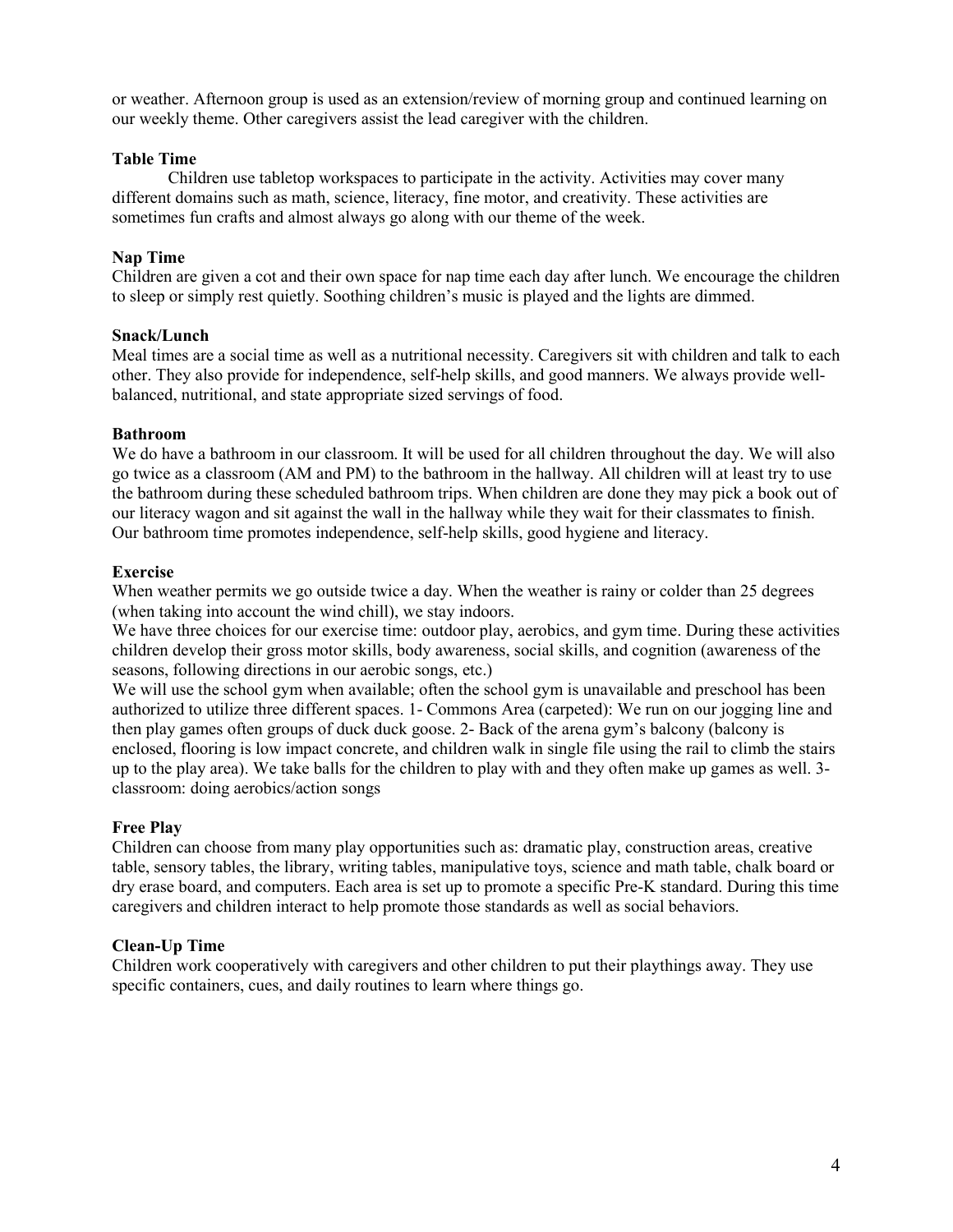or weather. Afternoon group is used as an extension/review of morning group and continued learning on our weekly theme. Other caregivers assist the lead caregiver with the children.

**Table Time**

Children use tabletop workspaces to participate in the activity. Activities may cover many different domains such as math, science, literacy, fine motor, and creativity. These activities are sometimes fun crafts and almost always go along with our theme of the week.

**Nap Time**

Children are given a cot and their own space for nap time each day after lunch. We encourage the children to sleep or simply rest quietly. Soothing children's music is played and the lights are dimmed.

**Snack/Lunch**

Meal times are a social time as well as a nutritional necessity. Caregivers sit with children and talk to each other. They also provide for independence, self-help skills, and good manners. We always provide well-balanced, nutritional, and state appropriate sized servings of food.

**Bathroom**

We do have a bathroom in our classroom. It will be used for all children throughout the day. We will also go twice as a classroom (AM and PM) to the bathroom in the hallway. All children will at least try to use the bathroom during these scheduled bathroom trips. When children are done they may pick a book out of our literacy wagon and sit against the wall in the hallway while they wait for their classmates to finish. Our bathroom time promotes independence, self-help skills, good hygiene and literacy.

**Exercise**

When weather permits we go outside twice a day. When the weather is rainy or colder than 25 degrees (when taking into account the wind chill), we stay indoors.

We have three choices for our exercise time: outdoor play, aerobics, and gym time. During these activities children develop their gross motor skills, body awareness, social skills, and cognition (awareness of the seasons, following directions in our aerobic songs, etc.)

We will use the school gym when available; often the school gym is unavailable and preschool has been authorized to utilize three different spaces. 1- Commons Area (carpeted): We run on our jogging line and then play games often groups of duck duck goose. 2- Back of the arena gym's balcony (balcony is enclosed, flooring is low impact concrete, and children walk in single file using the rail to climb the stairs up to the play area). We take balls for the children to play with and they often make up games as well. 3- classroom: doing aerobics/action songs

**Free Play**

Children can choose from many play opportunities such as: dramatic play, construction areas, creative table, sensory tables, the library, writing tables, manipulative toys, science and math table, chalk board or dry erase board, and computers. Each area is set up to promote a specific Pre-K standard. During this time caregivers and children interact to help promote those standards as well as social behaviors.

**Clean-Up Time**

Children work cooperatively with caregivers and other children to put their playthings away. They use specific containers, cues, and daily routines to learn where things go.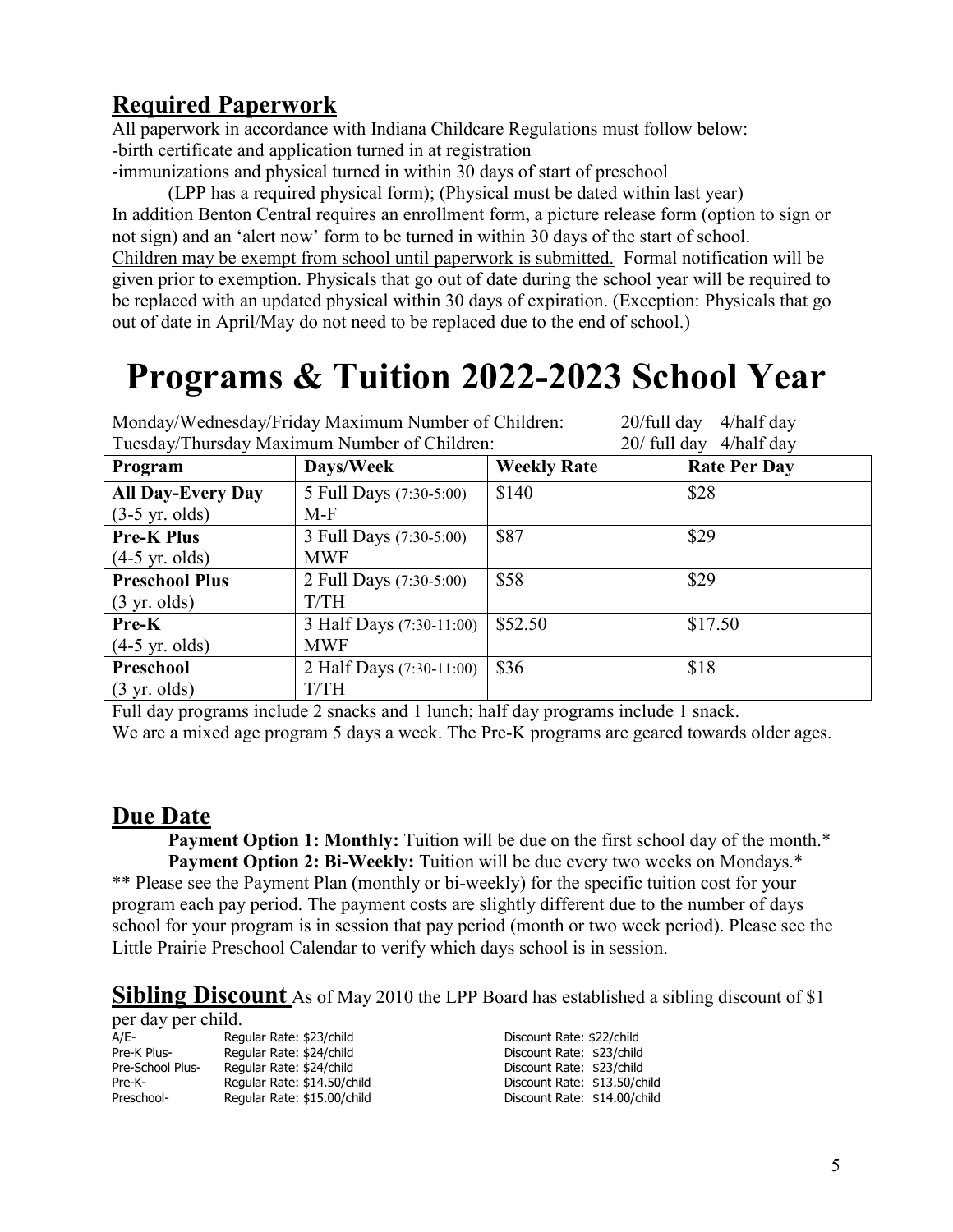## Required Paperwork

All paperwork in accordance with Indiana Childcare Regulations must follow below:
-birth certificate and application turned in at registration
-immunizations and physical turned in within 30 days of start of preschool
(LPP has a required physical form); (Physical must be dated within last year)
In addition Benton Central requires an enrollment form, a picture release form (option to sign or not sign) and an 'alert now' form to be turned in within 30 days of the start of school.
Children may be exempt from school until paperwork is submitted. Formal notification will be given prior to exemption. Physicals that go out of date during the school year will be required to be replaced with an updated physical within 30 days of expiration. (Exception: Physicals that go out of date in April/May do not need to be replaced due to the end of school.)

# Programs & Tuition 2022-2023 School Year

Monday/Wednesday/Friday Maximum Number of Children: 20/full day 4/half day
Tuesday/Thursday Maximum Number of Children: 20/ full day 4/half day

| Program | Days/Week | Weekly Rate | Rate Per Day |
|---|---|---|---|
| **All Day-Every Day** (3-5 yr. olds) | 5 Full Days (7:30-5:00) M-F | $140 | $28 |
| **Pre-K Plus** (4-5 yr. olds) | 3 Full Days (7:30-5:00) MWF | $87 | $29 |
| **Preschool Plus** (3 yr. olds) | 2 Full Days (7:30-5:00) T/TH | $58 | $29 |
| **Pre-K** (4-5 yr. olds) | 3 Half Days (7:30-11:00) MWF | $52.50 | $17.50 |
| **Preschool** (3 yr. olds) | 2 Half Days (7:30-11:00) T/TH | $36 | $18 |

Full day programs include 2 snacks and 1 lunch; half day programs include 1 snack.
We are a mixed age program 5 days a week. The Pre-K programs are geared towards older ages.

## Due Date

**Payment Option 1: Monthly:** Tuition will be due on the first school day of the month.*
**Payment Option 2: Bi-Weekly:** Tuition will be due every two weeks on Mondays.*
** Please see the Payment Plan (monthly or bi-weekly) for the specific tuition cost for your program each pay period. The payment costs are slightly different due to the number of days school for your program is in session that pay period (month or two week period). Please see the Little Prairie Preschool Calendar to verify which days school is in session.

## Sibling Discount

As of May 2010 the LPP Board has established a sibling discount of $1 per day per child.

| | | |
|---|---|---|
| A/E- | Regular Rate: $23/child | Discount Rate: $22/child |
| Pre-K Plus- | Regular Rate: $24/child | Discount Rate: $23/child |
| Pre-School Plus- | Regular Rate: $24/child | Discount Rate: $23/child |
| Pre-K- | Regular Rate: $14.50/child | Discount Rate: $13.50/child |
| Preschool- | Regular Rate: $15.00/child | Discount Rate: $14.00/child |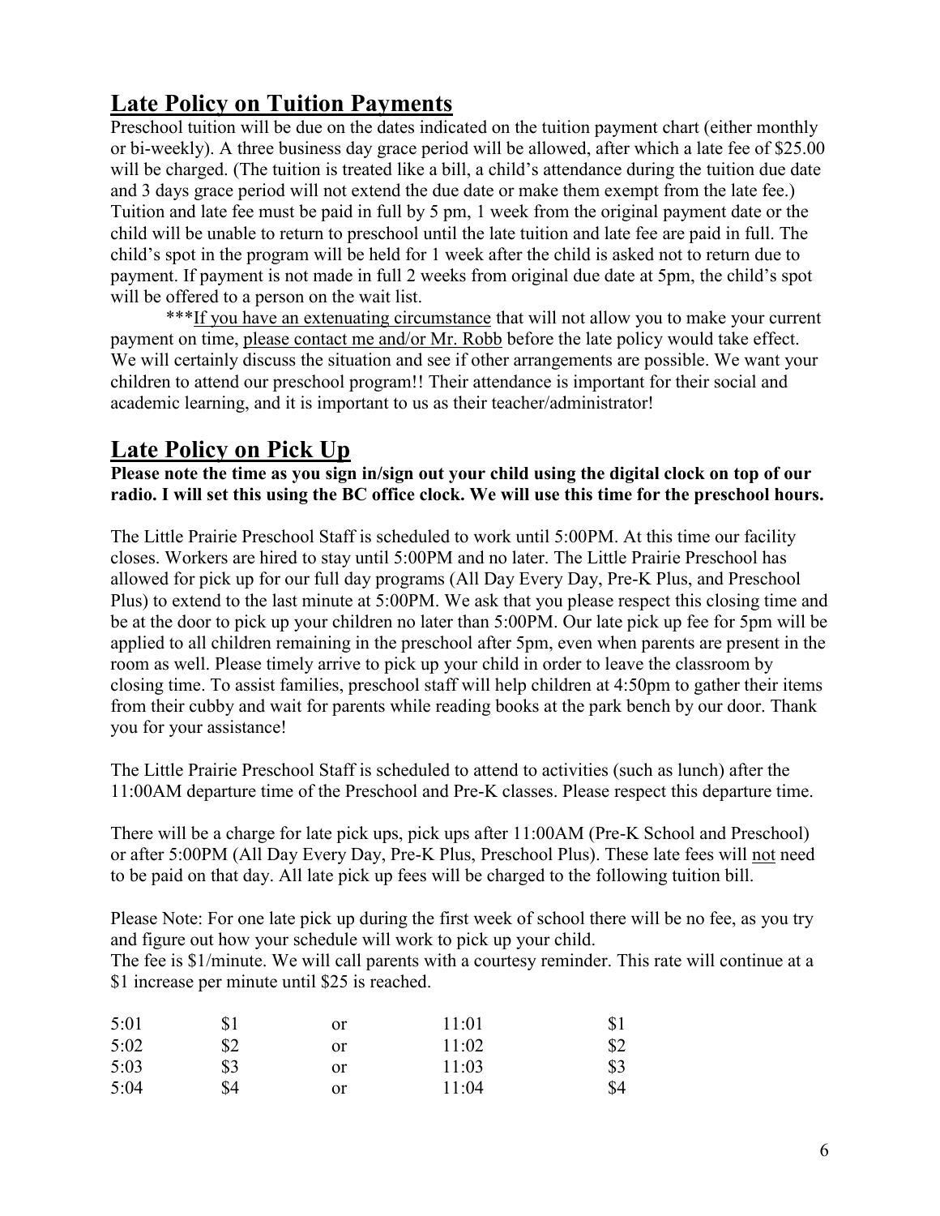## Late Policy on Tuition Payments

Preschool tuition will be due on the dates indicated on the tuition payment chart (either monthly or bi-weekly). A three business day grace period will be allowed, after which a late fee of $25.00 will be charged. (The tuition is treated like a bill, a child's attendance during the tuition due date and 3 days grace period will not extend the due date or make them exempt from the late fee.) Tuition and late fee must be paid in full by 5 pm, 1 week from the original payment date or the child will be unable to return to preschool until the late tuition and late fee are paid in full. The child's spot in the program will be held for 1 week after the child is asked not to return due to payment. If payment is not made in full 2 weeks from original due date at 5pm, the child's spot will be offered to a person on the wait list.

***If you have an extenuating circumstance that will not allow you to make your current payment on time, please contact me and/or Mr. Robb before the late policy would take effect. We will certainly discuss the situation and see if other arrangements are possible. We want your children to attend our preschool program!! Their attendance is important for their social and academic learning, and it is important to us as their teacher/administrator!

## Late Policy on Pick Up

**Please note the time as you sign in/sign out your child using the digital clock on top of our radio. I will set this using the BC office clock. We will use this time for the preschool hours.**

The Little Prairie Preschool Staff is scheduled to work until 5:00PM. At this time our facility closes. Workers are hired to stay until 5:00PM and no later. The Little Prairie Preschool has allowed for pick up for our full day programs (All Day Every Day, Pre-K Plus, and Preschool Plus) to extend to the last minute at 5:00PM. We ask that you please respect this closing time and be at the door to pick up your children no later than 5:00PM. Our late pick up fee for 5pm will be applied to all children remaining in the preschool after 5pm, even when parents are present in the room as well. Please timely arrive to pick up your child in order to leave the classroom by closing time. To assist families, preschool staff will help children at 4:50pm to gather their items from their cubby and wait for parents while reading books at the park bench by our door. Thank you for your assistance!

The Little Prairie Preschool Staff is scheduled to attend to activities (such as lunch) after the 11:00AM departure time of the Preschool and Pre-K classes. Please respect this departure time.

There will be a charge for late pick ups, pick ups after 11:00AM (Pre-K School and Preschool) or after 5:00PM (All Day Every Day, Pre-K Plus, Preschool Plus). These late fees will not need to be paid on that day. All late pick up fees will be charged to the following tuition bill.

Please Note: For one late pick up during the first week of school there will be no fee, as you try and figure out how your schedule will work to pick up your child.
The fee is $1/minute. We will call parents with a courtesy reminder. This rate will continue at a $1 increase per minute until $25 is reached.

| | | | | |
|---|---|---|---|---|
| 5:01 | $1 | or | 11:01 | $1 |
| 5:02 | $2 | or | 11:02 | $2 |
| 5:03 | $3 | or | 11:03 | $3 |
| 5:04 | $4 | or | 11:04 | $4 |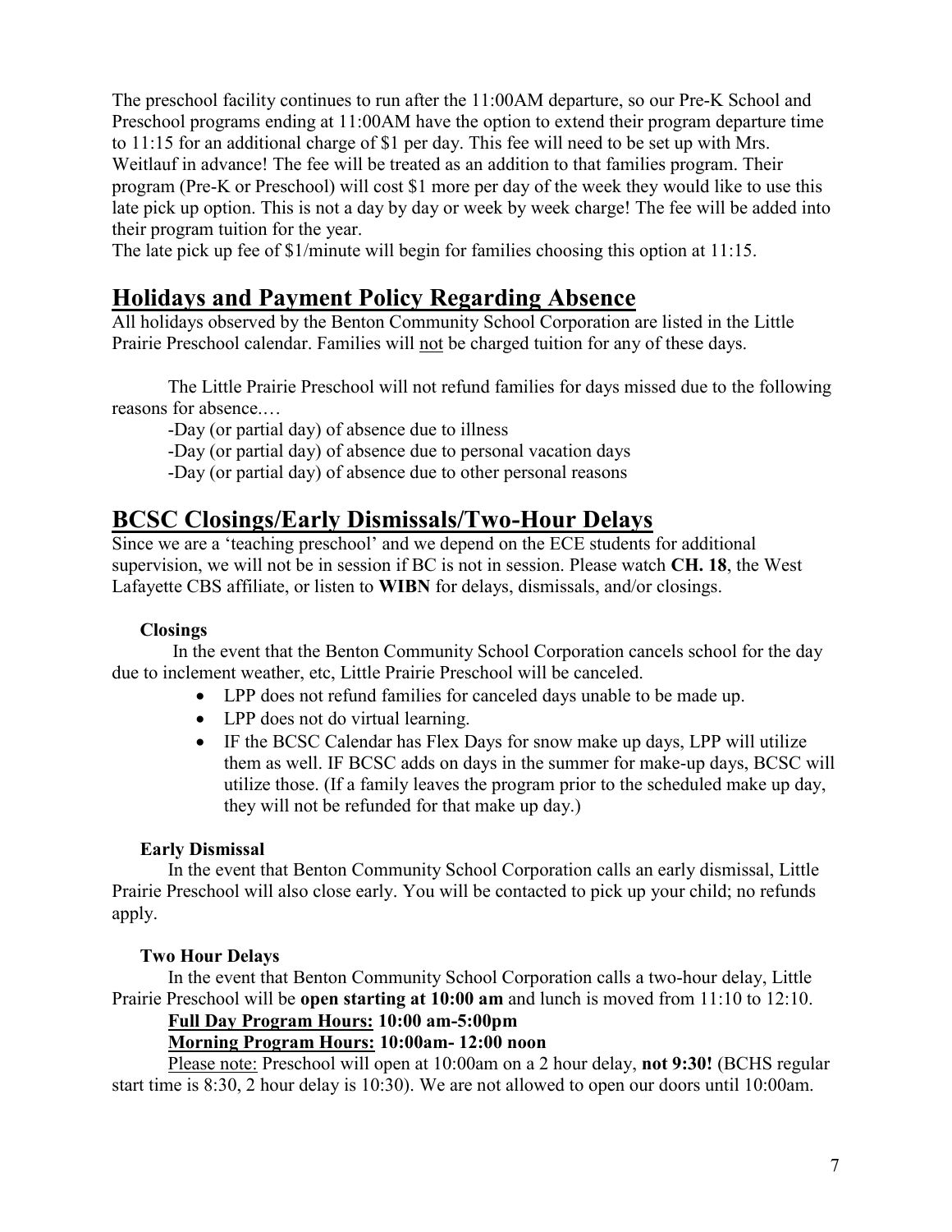The preschool facility continues to run after the 11:00AM departure, so our Pre-K School and Preschool programs ending at 11:00AM have the option to extend their program departure time to 11:15 for an additional charge of $1 per day. This fee will need to be set up with Mrs. Weitlauf in advance! The fee will be treated as an addition to that families program. Their program (Pre-K or Preschool) will cost $1 more per day of the week they would like to use this late pick up option. This is not a day by day or week by week charge! The fee will be added into their program tuition for the year.

The late pick up fee of $1/minute will begin for families choosing this option at 11:15.

## Holidays and Payment Policy Regarding Absence

All holidays observed by the Benton Community School Corporation are listed in the Little Prairie Preschool calendar. Families will <u>not</u> be charged tuition for any of these days.

The Little Prairie Preschool will not refund families for days missed due to the following reasons for absence.…

-Day (or partial day) of absence due to illness

-Day (or partial day) of absence due to personal vacation days

-Day (or partial day) of absence due to other personal reasons

## BCSC Closings/Early Dismissals/Two-Hour Delays

Since we are a 'teaching preschool' and we depend on the ECE students for additional supervision, we will not be in session if BC is not in session. Please watch **CH. 18**, the West Lafayette CBS affiliate, or listen to **WIBN** for delays, dismissals, and/or closings.

### Closings

In the event that the Benton Community School Corporation cancels school for the day due to inclement weather, etc, Little Prairie Preschool will be canceled.

- LPP does not refund families for canceled days unable to be made up.
- LPP does not do virtual learning.
- IF the BCSC Calendar has Flex Days for snow make up days, LPP will utilize them as well. IF BCSC adds on days in the summer for make-up days, BCSC will utilize those. (If a family leaves the program prior to the scheduled make up day, they will not be refunded for that make up day.)

### Early Dismissal

In the event that Benton Community School Corporation calls an early dismissal, Little Prairie Preschool will also close early. You will be contacted to pick up your child; no refunds apply.

### Two Hour Delays

In the event that Benton Community School Corporation calls a two-hour delay, Little Prairie Preschool will be **open starting at 10:00 am** and lunch is moved from 11:10 to 12:10.

**<u>Full Day Program Hours:</u> 10:00 am-5:00pm**

**<u>Morning Program Hours:</u> 10:00am- 12:00 noon**

<u>Please note:</u> Preschool will open at 10:00am on a 2 hour delay, **not 9:30!** (BCHS regular start time is 8:30, 2 hour delay is 10:30). We are not allowed to open our doors until 10:00am.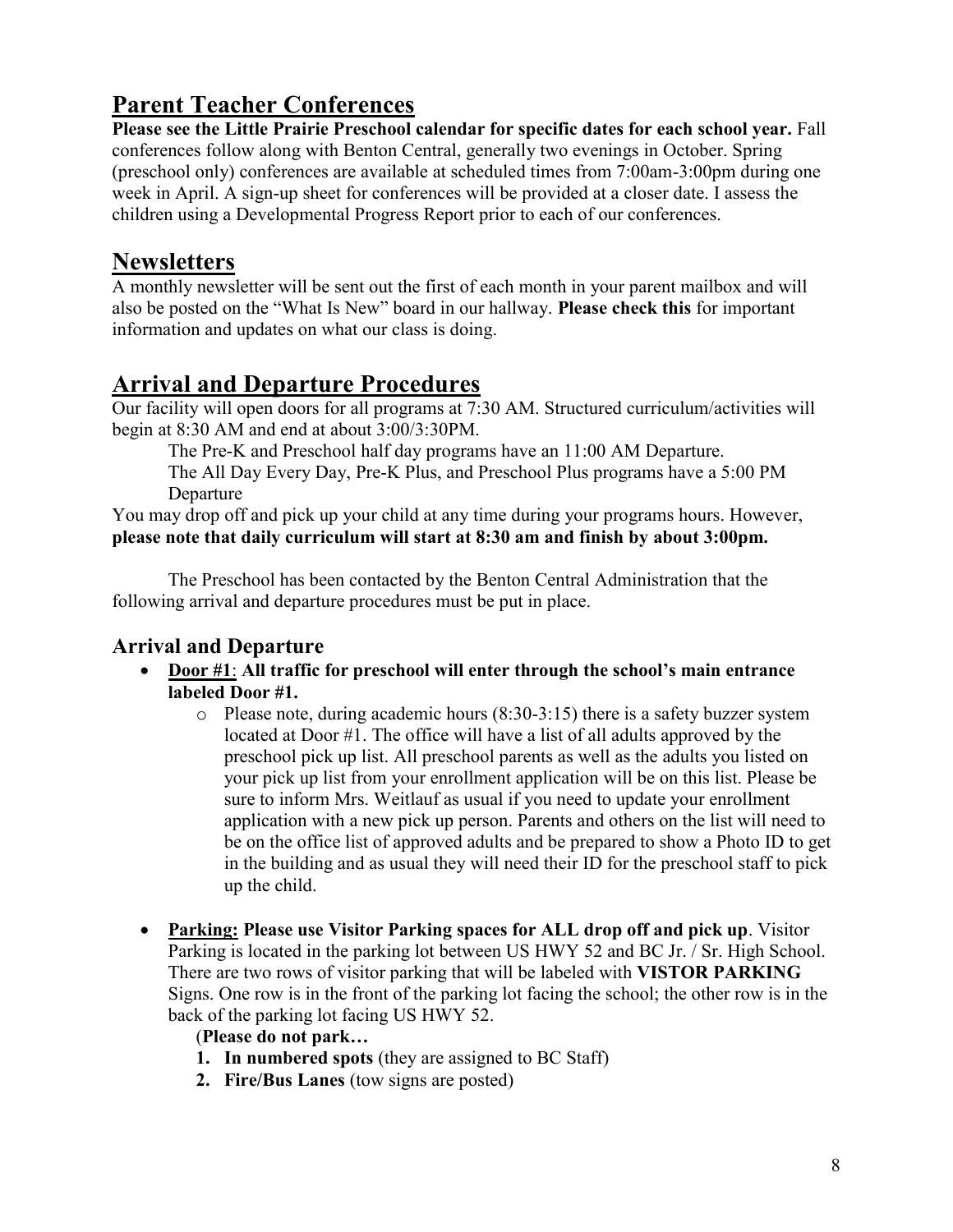## Parent Teacher Conferences

**Please see the Little Prairie Preschool calendar for specific dates for each school year.** Fall conferences follow along with Benton Central, generally two evenings in October. Spring (preschool only) conferences are available at scheduled times from 7:00am-3:00pm during one week in April. A sign-up sheet for conferences will be provided at a closer date. I assess the children using a Developmental Progress Report prior to each of our conferences.

## Newsletters

A monthly newsletter will be sent out the first of each month in your parent mailbox and will also be posted on the "What Is New" board in our hallway. **Please check this** for important information and updates on what our class is doing.

## Arrival and Departure Procedures

Our facility will open doors for all programs at 7:30 AM. Structured curriculum/activities will begin at 8:30 AM and end at about 3:00/3:30PM.

The Pre-K and Preschool half day programs have an 11:00 AM Departure.

The All Day Every Day, Pre-K Plus, and Preschool Plus programs have a 5:00 PM Departure

You may drop off and pick up your child at any time during your programs hours. However, **please note that daily curriculum will start at 8:30 am and finish by about 3:00pm.**

The Preschool has been contacted by the Benton Central Administration that the following arrival and departure procedures must be put in place.

### Arrival and Departure

- **Door #1**: **All traffic for preschool will enter through the school's main entrance labeled Door #1.**
  - Please note, during academic hours (8:30-3:15) there is a safety buzzer system located at Door #1. The office will have a list of all adults approved by the preschool pick up list. All preschool parents as well as the adults you listed on your pick up list from your enrollment application will be on this list. Please be sure to inform Mrs. Weitlauf as usual if you need to update your enrollment application with a new pick up person. Parents and others on the list will need to be on the office list of approved adults and be prepared to show a Photo ID to get in the building and as usual they will need their ID for the preschool staff to pick up the child.

- **Parking: Please use Visitor Parking spaces for ALL drop off and pick up**. Visitor Parking is located in the parking lot between US HWY 52 and BC Jr. / Sr. High School. There are two rows of visitor parking that will be labeled with **VISTOR PARKING** Signs. One row is in the front of the parking lot facing the school; the other row is in the back of the parking lot facing US HWY 52.

  (**Please do not park…**

  1. **In numbered spots** (they are assigned to BC Staff)
  2. **Fire/Bus Lanes** (tow signs are posted)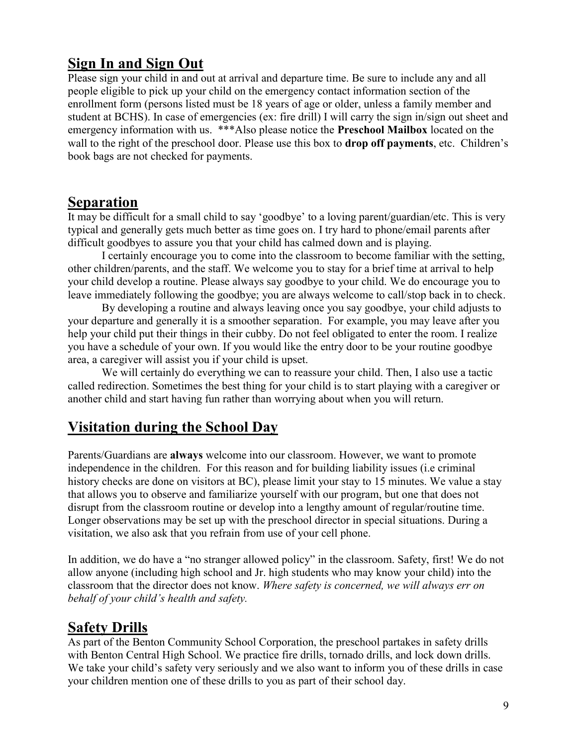## Sign In and Sign Out

Please sign your child in and out at arrival and departure time. Be sure to include any and all people eligible to pick up your child on the emergency contact information section of the enrollment form (persons listed must be 18 years of age or older, unless a family member and student at BCHS). In case of emergencies (ex: fire drill) I will carry the sign in/sign out sheet and emergency information with us. ***Also please notice the **Preschool Mailbox** located on the wall to the right of the preschool door. Please use this box to **drop off payments**, etc. Children's book bags are not checked for payments.

## Separation

It may be difficult for a small child to say 'goodbye' to a loving parent/guardian/etc. This is very typical and generally gets much better as time goes on. I try hard to phone/email parents after difficult goodbyes to assure you that your child has calmed down and is playing.

I certainly encourage you to come into the classroom to become familiar with the setting, other children/parents, and the staff. We welcome you to stay for a brief time at arrival to help your child develop a routine. Please always say goodbye to your child. We do encourage you to leave immediately following the goodbye; you are always welcome to call/stop back in to check.

By developing a routine and always leaving once you say goodbye, your child adjusts to your departure and generally it is a smoother separation. For example, you may leave after you help your child put their things in their cubby. Do not feel obligated to enter the room. I realize you have a schedule of your own. If you would like the entry door to be your routine goodbye area, a caregiver will assist you if your child is upset.

We will certainly do everything we can to reassure your child. Then, I also use a tactic called redirection. Sometimes the best thing for your child is to start playing with a caregiver or another child and start having fun rather than worrying about when you will return.

## Visitation during the School Day

Parents/Guardians are **always** welcome into our classroom. However, we want to promote independence in the children. For this reason and for building liability issues (i.e criminal history checks are done on visitors at BC), please limit your stay to 15 minutes. We value a stay that allows you to observe and familiarize yourself with our program, but one that does not disrupt from the classroom routine or develop into a lengthy amount of regular/routine time. Longer observations may be set up with the preschool director in special situations. During a visitation, we also ask that you refrain from use of your cell phone.

In addition, we do have a "no stranger allowed policy" in the classroom. Safety, first! We do not allow anyone (including high school and Jr. high students who may know your child) into the classroom that the director does not know. *Where safety is concerned, we will always err on behalf of your child's health and safety.*

## Safety Drills

As part of the Benton Community School Corporation, the preschool partakes in safety drills with Benton Central High School. We practice fire drills, tornado drills, and lock down drills. We take your child's safety very seriously and we also want to inform you of these drills in case your children mention one of these drills to you as part of their school day.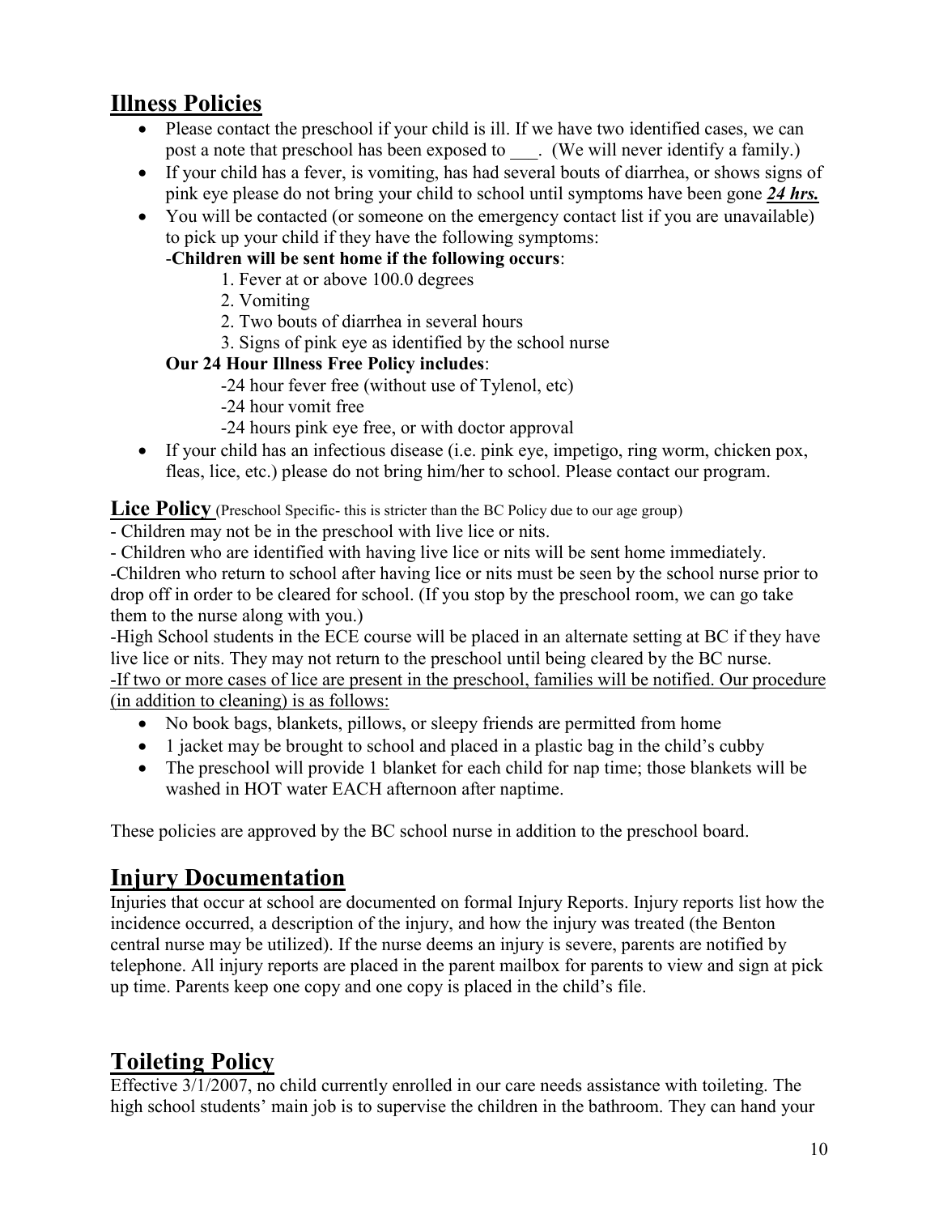## Illness Policies

- Please contact the preschool if your child is ill. If we have two identified cases, we can post a note that preschool has been exposed to ___. (We will never identify a family.)
- If your child has a fever, is vomiting, has had several bouts of diarrhea, or shows signs of pink eye please do not bring your child to school until symptoms have been gone ***24 hrs.***
- You will be contacted (or someone on the emergency contact list if you are unavailable) to pick up your child if they have the following symptoms:

  -**Children will be sent home if the following occurs**:

  1. Fever at or above 100.0 degrees
  2. Vomiting
  2. Two bouts of diarrhea in several hours
  3. Signs of pink eye as identified by the school nurse

  **Our 24 Hour Illness Free Policy includes**:

  -24 hour fever free (without use of Tylenol, etc)

  -24 hour vomit free

  -24 hours pink eye free, or with doctor approval

- If your child has an infectious disease (i.e. pink eye, impetigo, ring worm, chicken pox, fleas, lice, etc.) please do not bring him/her to school. Please contact our program.

**Lice Policy** (Preschool Specific- this is stricter than the BC Policy due to our age group)

- Children may not be in the preschool with live lice or nits.

- Children who are identified with having live lice or nits will be sent home immediately.

-Children who return to school after having lice or nits must be seen by the school nurse prior to drop off in order to be cleared for school. (If you stop by the preschool room, we can go take them to the nurse along with you.)

-High School students in the ECE course will be placed in an alternate setting at BC if they have live lice or nits. They may not return to the preschool until being cleared by the BC nurse.

-If two or more cases of lice are present in the preschool, families will be notified. Our procedure (in addition to cleaning) is as follows:

- No book bags, blankets, pillows, or sleepy friends are permitted from home
- 1 jacket may be brought to school and placed in a plastic bag in the child's cubby
- The preschool will provide 1 blanket for each child for nap time; those blankets will be washed in HOT water EACH afternoon after naptime.

These policies are approved by the BC school nurse in addition to the preschool board.

## Injury Documentation

Injuries that occur at school are documented on formal Injury Reports. Injury reports list how the incidence occurred, a description of the injury, and how the injury was treated (the Benton central nurse may be utilized). If the nurse deems an injury is severe, parents are notified by telephone. All injury reports are placed in the parent mailbox for parents to view and sign at pick up time. Parents keep one copy and one copy is placed in the child's file.

## Toileting Policy

Effective 3/1/2007, no child currently enrolled in our care needs assistance with toileting. The high school students' main job is to supervise the children in the bathroom. They can hand your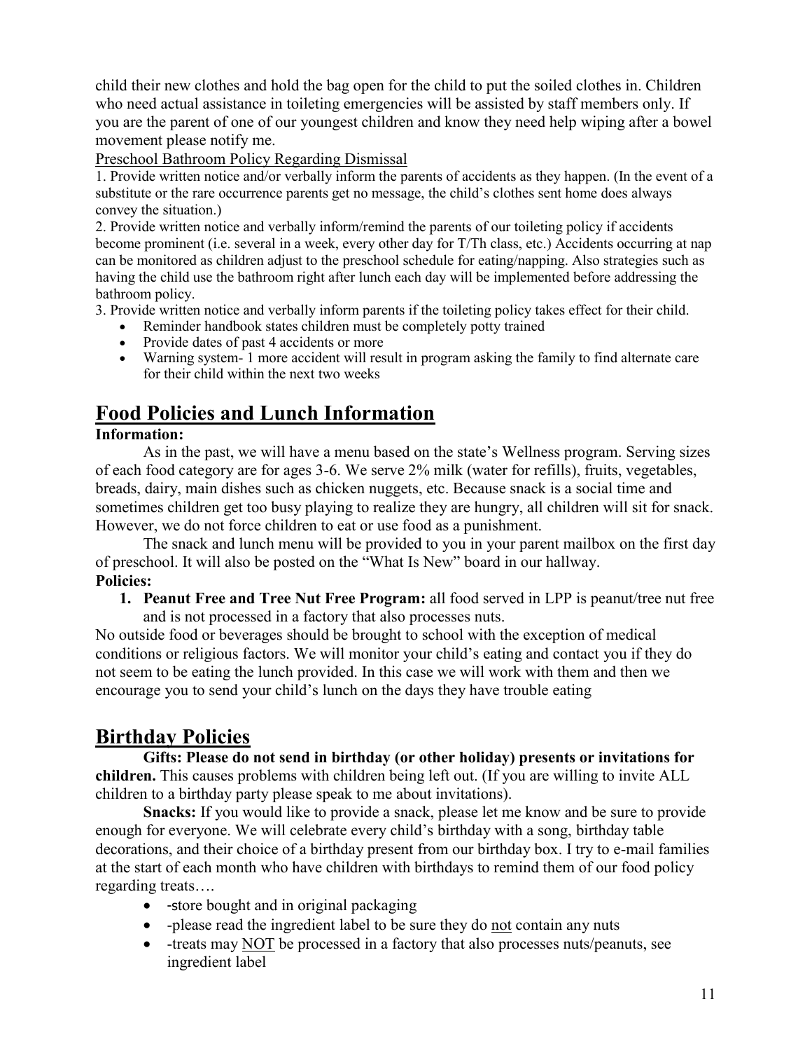child their new clothes and hold the bag open for the child to put the soiled clothes in. Children who need actual assistance in toileting emergencies will be assisted by staff members only. If you are the parent of one of our youngest children and know they need help wiping after a bowel movement please notify me.

Preschool Bathroom Policy Regarding Dismissal

1. Provide written notice and/or verbally inform the parents of accidents as they happen. (In the event of a substitute or the rare occurrence parents get no message, the child's clothes sent home does always convey the situation.)
2. Provide written notice and verbally inform/remind the parents of our toileting policy if accidents become prominent (i.e. several in a week, every other day for T/Th class, etc.) Accidents occurring at nap can be monitored as children adjust to the preschool schedule for eating/napping. Also strategies such as having the child use the bathroom right after lunch each day will be implemented before addressing the bathroom policy.
3. Provide written notice and verbally inform parents if the toileting policy takes effect for their child.
    - Reminder handbook states children must be completely potty trained
    - Provide dates of past 4 accidents or more
    - Warning system- 1 more accident will result in program asking the family to find alternate care for their child within the next two weeks

# Food Policies and Lunch Information

**Information:**

As in the past, we will have a menu based on the state's Wellness program. Serving sizes of each food category are for ages 3-6. We serve 2% milk (water for refills), fruits, vegetables, breads, dairy, main dishes such as chicken nuggets, etc. Because snack is a social time and sometimes children get too busy playing to realize they are hungry, all children will sit for snack. However, we do not force children to eat or use food as a punishment.

The snack and lunch menu will be provided to you in your parent mailbox on the first day of preschool. It will also be posted on the "What Is New" board in our hallway.

**Policies:**

1. **Peanut Free and Tree Nut Free Program:** all food served in LPP is peanut/tree nut free and is not processed in a factory that also processes nuts.

No outside food or beverages should be brought to school with the exception of medical conditions or religious factors. We will monitor your child's eating and contact you if they do not seem to be eating the lunch provided. In this case we will work with them and then we encourage you to send your child's lunch on the days they have trouble eating

# Birthday Policies

**Gifts: Please do not send in birthday (or other holiday) presents or invitations for children.** This causes problems with children being left out. (If you are willing to invite ALL children to a birthday party please speak to me about invitations).

**Snacks:** If you would like to provide a snack, please let me know and be sure to provide enough for everyone. We will celebrate every child's birthday with a song, birthday table decorations, and their choice of a birthday present from our birthday box. I try to e-mail families at the start of each month who have children with birthdays to remind them of our food policy regarding treats….

- -store bought and in original packaging
- -please read the ingredient label to be sure they do not contain any nuts
- -treats may NOT be processed in a factory that also processes nuts/peanuts, see ingredient label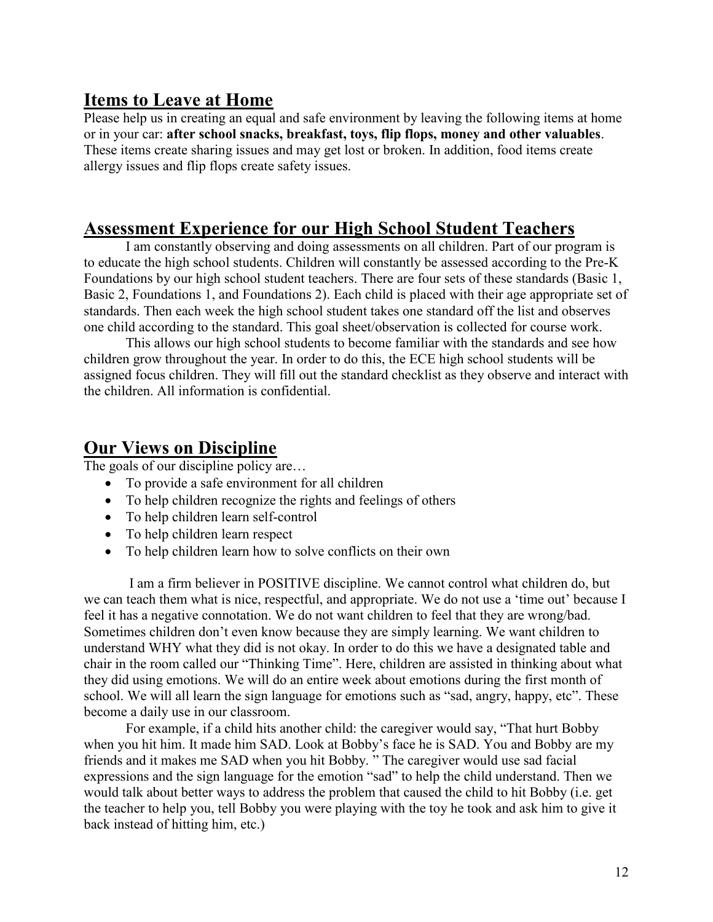## Items to Leave at Home

Please help us in creating an equal and safe environment by leaving the following items at home or in your car: **after school snacks, breakfast, toys, flip flops, money and other valuables**. These items create sharing issues and may get lost or broken. In addition, food items create allergy issues and flip flops create safety issues.

## Assessment Experience for our High School Student Teachers

I am constantly observing and doing assessments on all children. Part of our program is to educate the high school students. Children will constantly be assessed according to the Pre-K Foundations by our high school student teachers. There are four sets of these standards (Basic 1, Basic 2, Foundations 1, and Foundations 2). Each child is placed with their age appropriate set of standards. Then each week the high school student takes one standard off the list and observes one child according to the standard. This goal sheet/observation is collected for course work.

This allows our high school students to become familiar with the standards and see how children grow throughout the year. In order to do this, the ECE high school students will be assigned focus children. They will fill out the standard checklist as they observe and interact with the children. All information is confidential.

## Our Views on Discipline

The goals of our discipline policy are…

- To provide a safe environment for all children
- To help children recognize the rights and feelings of others
- To help children learn self-control
- To help children learn respect
- To help children learn how to solve conflicts on their own

I am a firm believer in POSITIVE discipline. We cannot control what children do, but we can teach them what is nice, respectful, and appropriate. We do not use a 'time out' because I feel it has a negative connotation. We do not want children to feel that they are wrong/bad. Sometimes children don't even know because they are simply learning. We want children to understand WHY what they did is not okay. In order to do this we have a designated table and chair in the room called our "Thinking Time". Here, children are assisted in thinking about what they did using emotions. We will do an entire week about emotions during the first month of school. We will all learn the sign language for emotions such as "sad, angry, happy, etc". These become a daily use in our classroom.

For example, if a child hits another child: the caregiver would say, "That hurt Bobby when you hit him. It made him SAD. Look at Bobby's face he is SAD. You and Bobby are my friends and it makes me SAD when you hit Bobby. " The caregiver would use sad facial expressions and the sign language for the emotion "sad" to help the child understand. Then we would talk about better ways to address the problem that caused the child to hit Bobby (i.e. get the teacher to help you, tell Bobby you were playing with the toy he took and ask him to give it back instead of hitting him, etc.)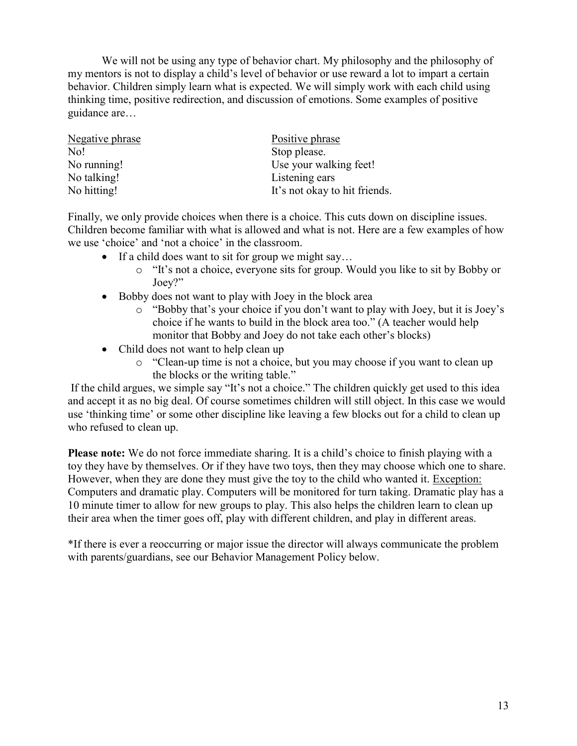We will not be using any type of behavior chart. My philosophy and the philosophy of my mentors is not to display a child's level of behavior or use reward a lot to impart a certain behavior. Children simply learn what is expected. We will simply work with each child using thinking time, positive redirection, and discussion of emotions. Some examples of positive guidance are…

| <u>Negative phrase</u> | <u>Positive phrase</u> |
|---|---|
| No! | Stop please. |
| No running! | Use your walking feet! |
| No talking! | Listening ears |
| No hitting! | It's not okay to hit friends. |

Finally, we only provide choices when there is a choice. This cuts down on discipline issues. Children become familiar with what is allowed and what is not. Here are a few examples of how we use 'choice' and 'not a choice' in the classroom.

- If a child does want to sit for group we might say…
  - "It's not a choice, everyone sits for group. Would you like to sit by Bobby or Joey?"
- Bobby does not want to play with Joey in the block area
  - "Bobby that's your choice if you don't want to play with Joey, but it is Joey's choice if he wants to build in the block area too." (A teacher would help monitor that Bobby and Joey do not take each other's blocks)
- Child does not want to help clean up
  - "Clean-up time is not a choice, but you may choose if you want to clean up the blocks or the writing table."

If the child argues, we simple say "It's not a choice." The children quickly get used to this idea and accept it as no big deal. Of course sometimes children will still object. In this case we would use 'thinking time' or some other discipline like leaving a few blocks out for a child to clean up who refused to clean up.

**Please note:** We do not force immediate sharing. It is a child's choice to finish playing with a toy they have by themselves. Or if they have two toys, then they may choose which one to share. However, when they are done they must give the toy to the child who wanted it. <u>Exception:</u> Computers and dramatic play. Computers will be monitored for turn taking. Dramatic play has a 10 minute timer to allow for new groups to play. This also helps the children learn to clean up their area when the timer goes off, play with different children, and play in different areas.

*If there is ever a reoccurring or major issue the director will always communicate the problem with parents/guardians, see our Behavior Management Policy below.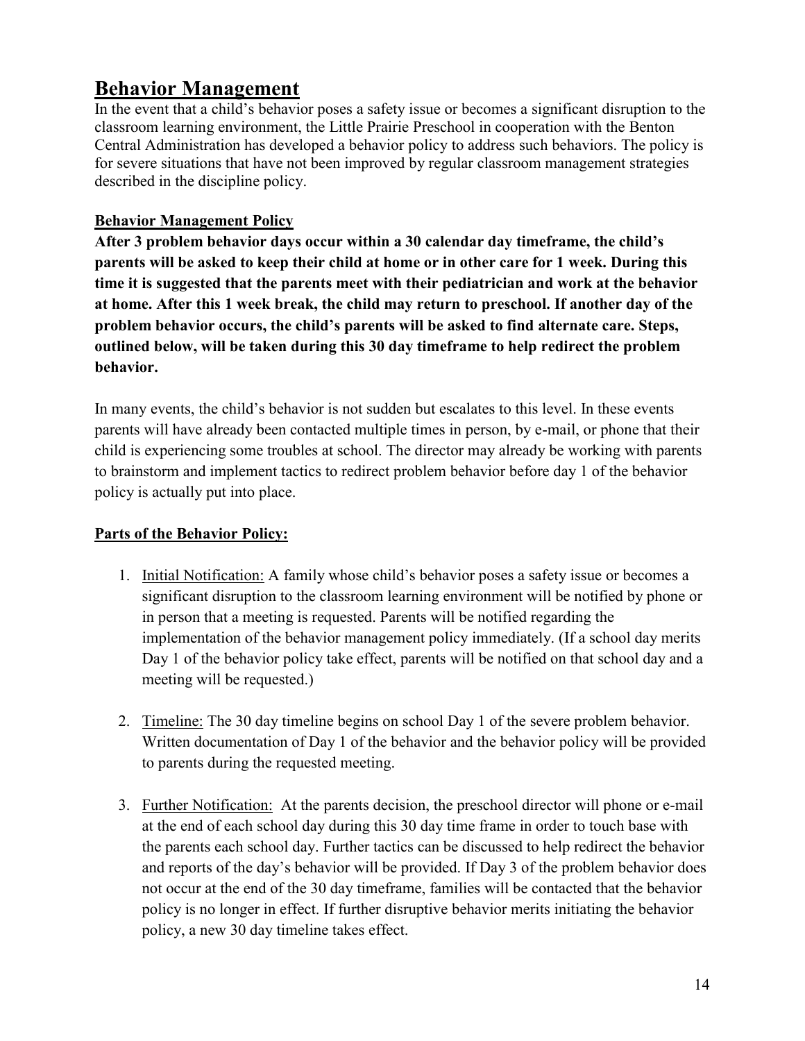# Behavior Management

In the event that a child's behavior poses a safety issue or becomes a significant disruption to the classroom learning environment, the Little Prairie Preschool in cooperation with the Benton Central Administration has developed a behavior policy to address such behaviors. The policy is for severe situations that have not been improved by regular classroom management strategies described in the discipline policy.

### Behavior Management Policy

**After 3 problem behavior days occur within a 30 calendar day timeframe, the child's parents will be asked to keep their child at home or in other care for 1 week. During this time it is suggested that the parents meet with their pediatrician and work at the behavior at home. After this 1 week break, the child may return to preschool. If another day of the problem behavior occurs, the child's parents will be asked to find alternate care. Steps, outlined below, will be taken during this 30 day timeframe to help redirect the problem behavior.**

In many events, the child's behavior is not sudden but escalates to this level. In these events parents will have already been contacted multiple times in person, by e-mail, or phone that their child is experiencing some troubles at school. The director may already be working with parents to brainstorm and implement tactics to redirect problem behavior before day 1 of the behavior policy is actually put into place.

### Parts of the Behavior Policy:

1. Initial Notification: A family whose child's behavior poses a safety issue or becomes a significant disruption to the classroom learning environment will be notified by phone or in person that a meeting is requested. Parents will be notified regarding the implementation of the behavior management policy immediately. (If a school day merits Day 1 of the behavior policy take effect, parents will be notified on that school day and a meeting will be requested.)

2. Timeline: The 30 day timeline begins on school Day 1 of the severe problem behavior. Written documentation of Day 1 of the behavior and the behavior policy will be provided to parents during the requested meeting.

3. Further Notification: At the parents decision, the preschool director will phone or e-mail at the end of each school day during this 30 day time frame in order to touch base with the parents each school day. Further tactics can be discussed to help redirect the behavior and reports of the day's behavior will be provided. If Day 3 of the problem behavior does not occur at the end of the 30 day timeframe, families will be contacted that the behavior policy is no longer in effect. If further disruptive behavior merits initiating the behavior policy, a new 30 day timeline takes effect.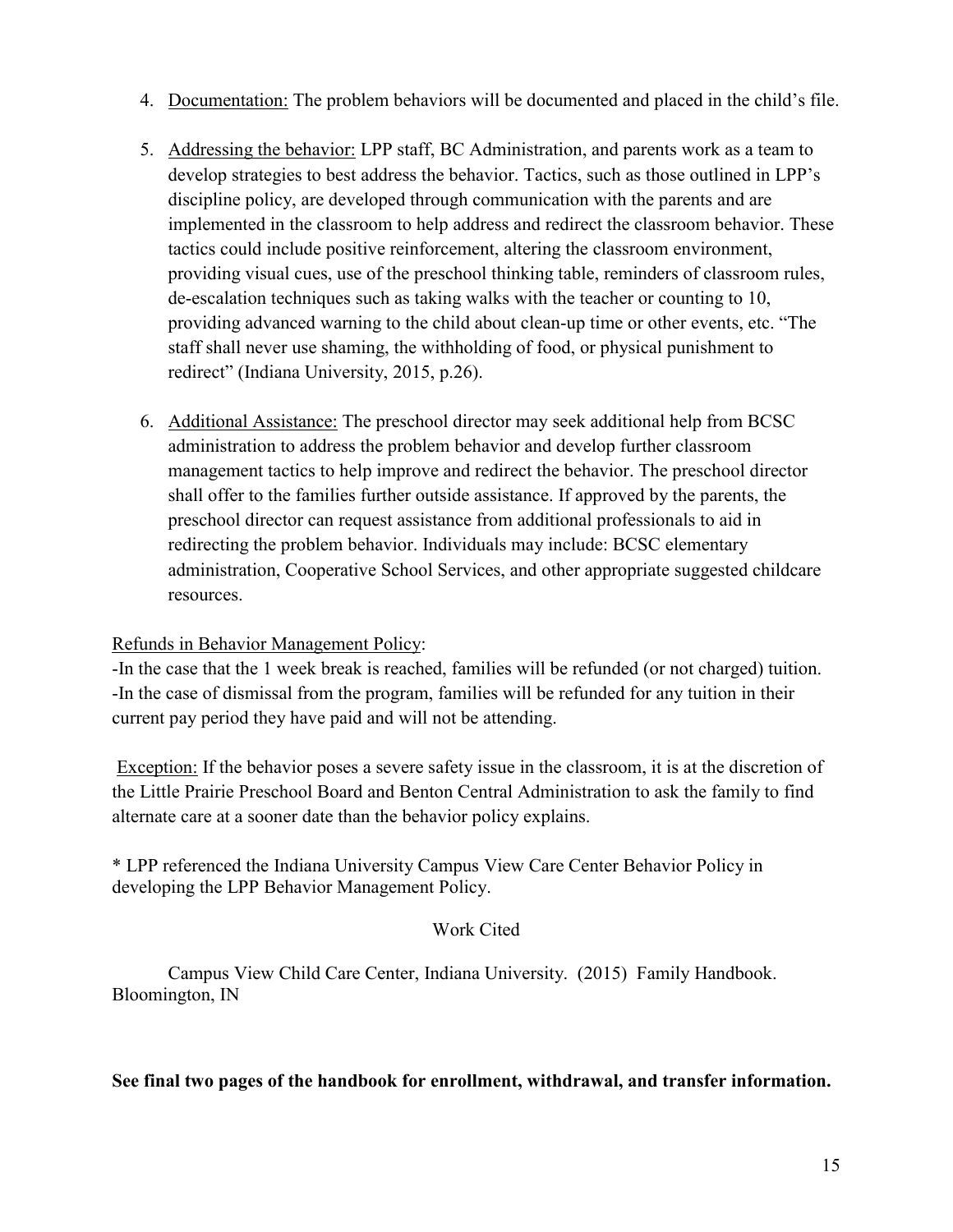4. <u>Documentation:</u> The problem behaviors will be documented and placed in the child's file.

5. <u>Addressing the behavior:</u> LPP staff, BC Administration, and parents work as a team to develop strategies to best address the behavior. Tactics, such as those outlined in LPP's discipline policy, are developed through communication with the parents and are implemented in the classroom to help address and redirect the classroom behavior. These tactics could include positive reinforcement, altering the classroom environment, providing visual cues, use of the preschool thinking table, reminders of classroom rules, de-escalation techniques such as taking walks with the teacher or counting to 10, providing advanced warning to the child about clean-up time or other events, etc. "The staff shall never use shaming, the withholding of food, or physical punishment to redirect" (Indiana University, 2015, p.26).

6. <u>Additional Assistance:</u> The preschool director may seek additional help from BCSC administration to address the problem behavior and develop further classroom management tactics to help improve and redirect the behavior. The preschool director shall offer to the families further outside assistance. If approved by the parents, the preschool director can request assistance from additional professionals to aid in redirecting the problem behavior. Individuals may include: BCSC elementary administration, Cooperative School Services, and other appropriate suggested childcare resources.

<u>Refunds in Behavior Management Policy</u>:

-In the case that the 1 week break is reached, families will be refunded (or not charged) tuition.
-In the case of dismissal from the program, families will be refunded for any tuition in their current pay period they have paid and will not be attending.

<u>Exception:</u> If the behavior poses a severe safety issue in the classroom, it is at the discretion of the Little Prairie Preschool Board and Benton Central Administration to ask the family to find alternate care at a sooner date than the behavior policy explains.

* LPP referenced the Indiana University Campus View Care Center Behavior Policy in developing the LPP Behavior Management Policy.

Work Cited

Campus View Child Care Center, Indiana University. (2015) Family Handbook. Bloomington, IN

**See final two pages of the handbook for enrollment, withdrawal, and transfer information.**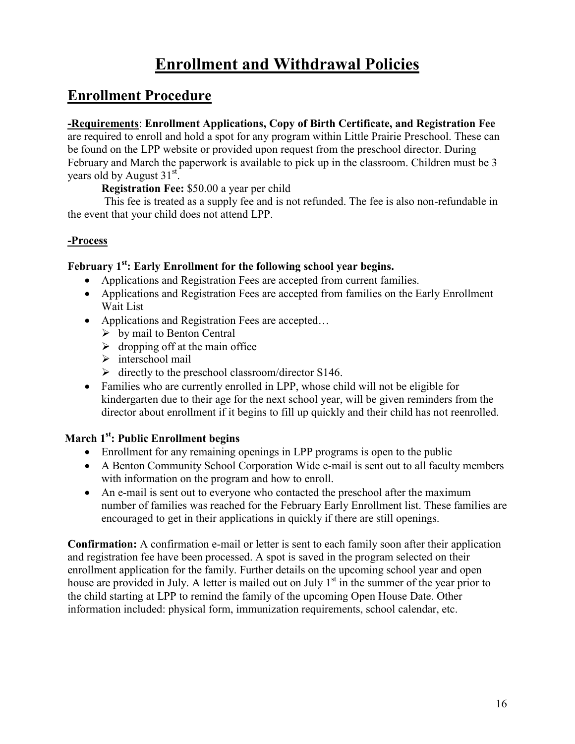# Enrollment and Withdrawal Policies

## Enrollment Procedure

**-Requirements**: **Enrollment Applications, Copy of Birth Certificate, and Registration Fee** are required to enroll and hold a spot for any program within Little Prairie Preschool. These can be found on the LPP website or provided upon request from the preschool director. During February and March the paperwork is available to pick up in the classroom. Children must be 3 years old by August 31st.

**Registration Fee:** $50.00 a year per child

This fee is treated as a supply fee and is not refunded. The fee is also non-refundable in the event that your child does not attend LPP.

**-Process**

**February 1st: Early Enrollment for the following school year begins.**

- Applications and Registration Fees are accepted from current families.
- Applications and Registration Fees are accepted from families on the Early Enrollment Wait List
- Applications and Registration Fees are accepted…
  - by mail to Benton Central
  - dropping off at the main office
  - interschool mail
  - directly to the preschool classroom/director S146.
- Families who are currently enrolled in LPP, whose child will not be eligible for kindergarten due to their age for the next school year, will be given reminders from the director about enrollment if it begins to fill up quickly and their child has not reenrolled.

**March 1st: Public Enrollment begins**

- Enrollment for any remaining openings in LPP programs is open to the public
- A Benton Community School Corporation Wide e-mail is sent out to all faculty members with information on the program and how to enroll.
- An e-mail is sent out to everyone who contacted the preschool after the maximum number of families was reached for the February Early Enrollment list. These families are encouraged to get in their applications in quickly if there are still openings.

**Confirmation:** A confirmation e-mail or letter is sent to each family soon after their application and registration fee have been processed. A spot is saved in the program selected on their enrollment application for the family. Further details on the upcoming school year and open house are provided in July. A letter is mailed out on July 1st in the summer of the year prior to the child starting at LPP to remind the family of the upcoming Open House Date. Other information included: physical form, immunization requirements, school calendar, etc.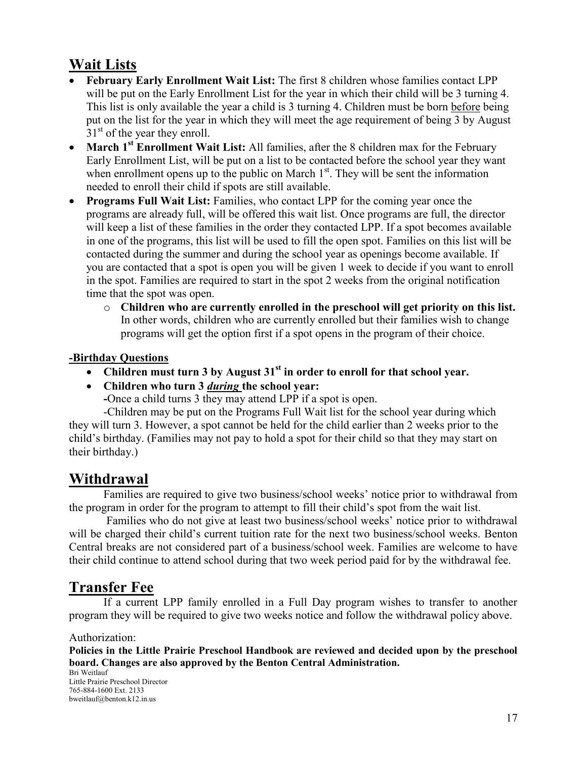## Wait Lists

- **February Early Enrollment Wait List:** The first 8 children whose families contact LPP will be put on the Early Enrollment List for the year in which their child will be 3 turning 4. This list is only available the year a child is 3 turning 4. Children must be born before being put on the list for the year in which they will meet the age requirement of being 3 by August 31st of the year they enroll.
- **March 1st Enrollment Wait List:** All families, after the 8 children max for the February Early Enrollment List, will be put on a list to be contacted before the school year they want when enrollment opens up to the public on March 1st. They will be sent the information needed to enroll their child if spots are still available.
- **Programs Full Wait List:** Families, who contact LPP for the coming year once the programs are already full, will be offered this wait list. Once programs are full, the director will keep a list of these families in the order they contacted LPP. If a spot becomes available in one of the programs, this list will be used to fill the open spot. Families on this list will be contacted during the summer and during the school year as openings become available. If you are contacted that a spot is open you will be given 1 week to decide if you want to enroll in the spot. Families are required to start in the spot 2 weeks from the original notification time that the spot was open.
    - **Children who are currently enrolled in the preschool will get priority on this list.** In other words, children who are currently enrolled but their families wish to change programs will get the option first if a spot opens in the program of their choice.

**-Birthday Questions**

- **Children must turn 3 by August 31st in order to enroll for that school year.**
- **Children who turn 3 *during* the school year:**

-Once a child turns 3 they may attend LPP if a spot is open.

-Children may be put on the Programs Full Wait list for the school year during which they will turn 3. However, a spot cannot be held for the child earlier than 2 weeks prior to the child's birthday. (Families may not pay to hold a spot for their child so that they may start on their birthday.)

## Withdrawal

Families are required to give two business/school weeks' notice prior to withdrawal from the program in order for the program to attempt to fill their child's spot from the wait list.

Families who do not give at least two business/school weeks' notice prior to withdrawal will be charged their child's current tuition rate for the next two business/school weeks. Benton Central breaks are not considered part of a business/school week. Families are welcome to have their child continue to attend school during that two week period paid for by the withdrawal fee.

## Transfer Fee

If a current LPP family enrolled in a Full Day program wishes to transfer to another program they will be required to give two weeks notice and follow the withdrawal policy above.

Authorization:

**Policies in the Little Prairie Preschool Handbook are reviewed and decided upon by the preschool board. Changes are also approved by the Benton Central Administration.**

Bri Weitlauf
Little Prairie Preschool Director
765-884-1600 Ext. 2133
bweitlauf@benton.k12.in.us